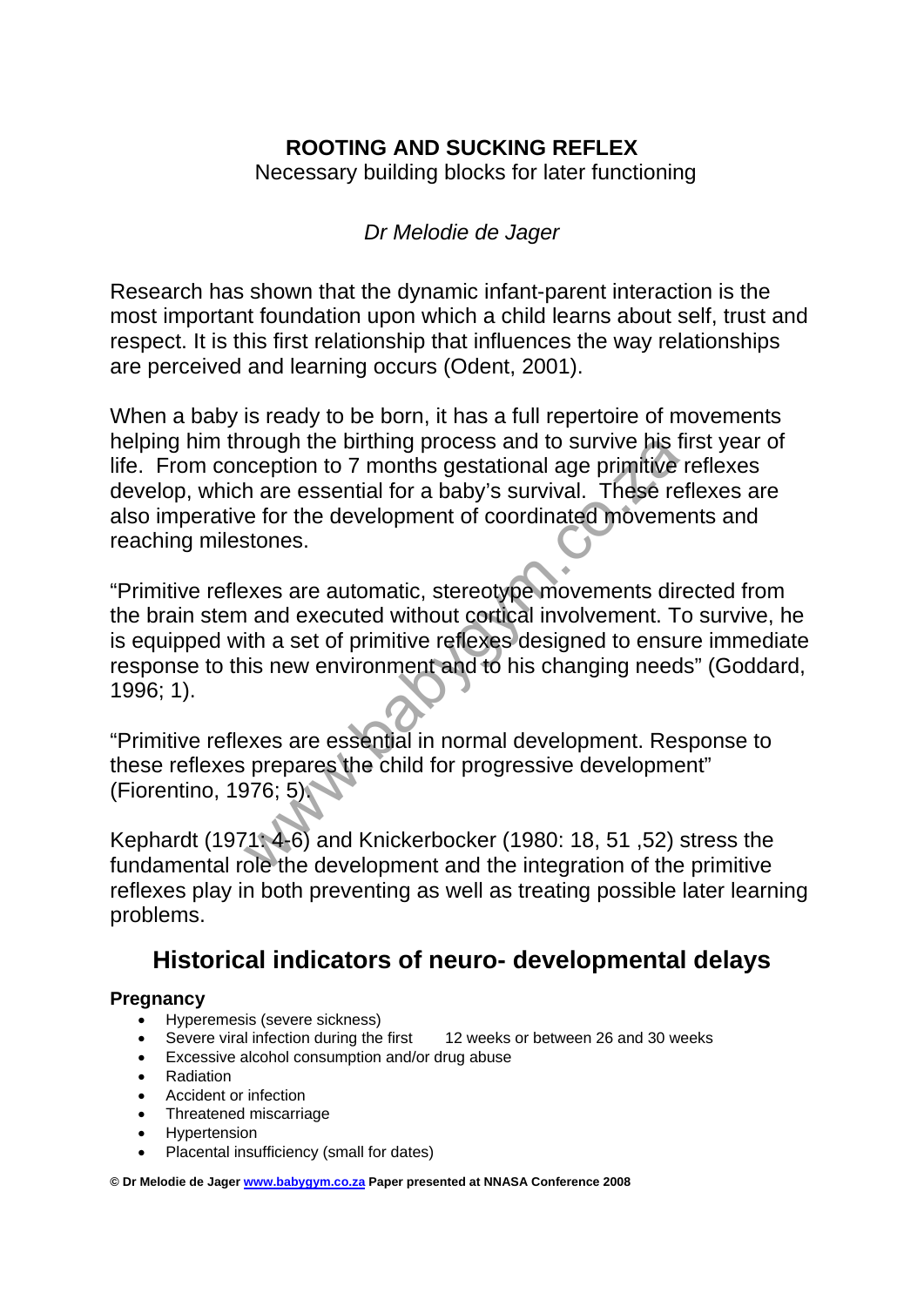# ROOTING AND SUCKING REFLEX

Necessary building blocks for later functioning

*Dr Melodie de Jager*

Research has shown that the dynamic infant-parent interaction is the most important foundation upon which a child learns about self, trust and respect. It is this first relationship that influences the way relationships are perceived and learning occurs (Odent, 2001).

When a baby is ready to be born, it has a full repertoire of movements helping him through the birthing process and to survive his first year of life. From conception to 7 months gestational age primitive reflexes develop, which are essential for a baby's survival. These reflexes are also imperative for the development of coordinated movements and reaching milestones.

"Primitive reflexes are automatic, stereotype movements directed from the brain stem and executed without cortical involvement. To survive, he is equipped with a set of primitive reflexes designed to ensure immediate response to this new environment and to his changing needs" (Goddard, 1996; 1).

"Primitive reflexes are essential in normal development. Response to these reflexes prepares the child for progressive development" (Fiorentino, 1976; 5).

Kephardt (1971: 4-6) and Knickerbocker (1980: 18, 51 ,52) stress the fundamental role the development and the integration of the primitive reflexes play in both preventing as well as treating possible later learning problems.

## Historical indicators of neuro- developmental delays

**Pregnancy**

- Hyperemesis (severe sickness)
- Severe viral infection during the first 12 weeks or between 26 and 30 weeks
- Excessive alcohol consumption and/or drug abuse
- Radiation
- Accident or infection
- Threatened miscarriage
- Hypertension
- Placental insufficiency (small for dates)

**© Dr Melodie de Jager www.babygym.co.za Paper presented at NNASA Conference 2008**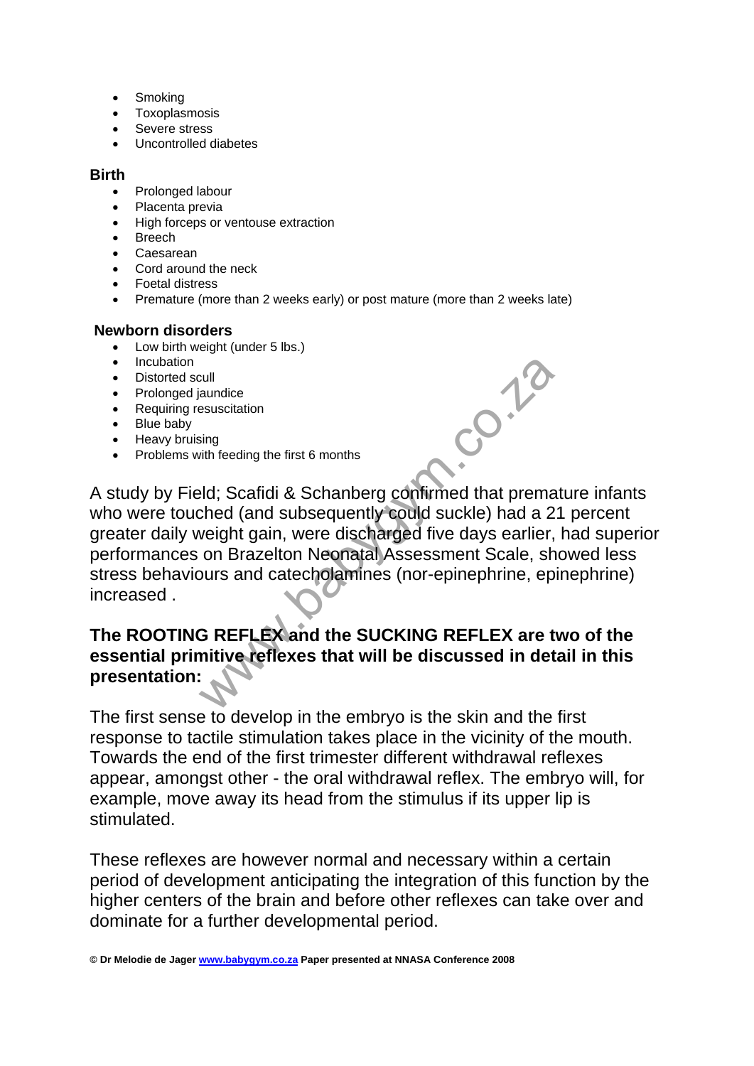- Smoking
- Toxoplasmosis
- Severe stress
- Uncontrolled diabetes

**Birth**

- Prolonged labour
- Placenta previa
- High forceps or ventouse extraction
- Breech
- Caesarean
- Cord around the neck
- Foetal distress
- Premature (more than 2 weeks early) or post mature (more than 2 weeks late)

**Newborn disorders**

- Low birth weight (under 5 lbs.)
- Incubation
- Distorted scull
- Prolonged jaundice
- Requiring resuscitation
- Blue baby
- Heavy bruising
- Problems with feeding the first 6 months

A study by Field; Scafidi & Schanberg confirmed that premature infants who were touched (and subsequently could suckle) had a 21 percent greater daily weight gain, were discharged five days earlier, had superior performances on Brazelton Neonatal Assessment Scale, showed less stress behaviours and catecholamines (nor-epinephrine, epinephrine) increased .

**The ROOTING REFLEX and the SUCKING REFLEX are two of the essential primitive reflexes that will be discussed in detail in this presentation:**

The first sense to develop in the embryo is the skin and the first response to tactile stimulation takes place in the vicinity of the mouth. Towards the end of the first trimester different withdrawal reflexes appear, amongst other - the oral withdrawal reflex. The embryo will, for example, move away its head from the stimulus if its upper lip is stimulated.

These reflexes are however normal and necessary within a certain period of development anticipating the integration of this function by the higher centers of the brain and before other reflexes can take over and dominate for a further developmental period.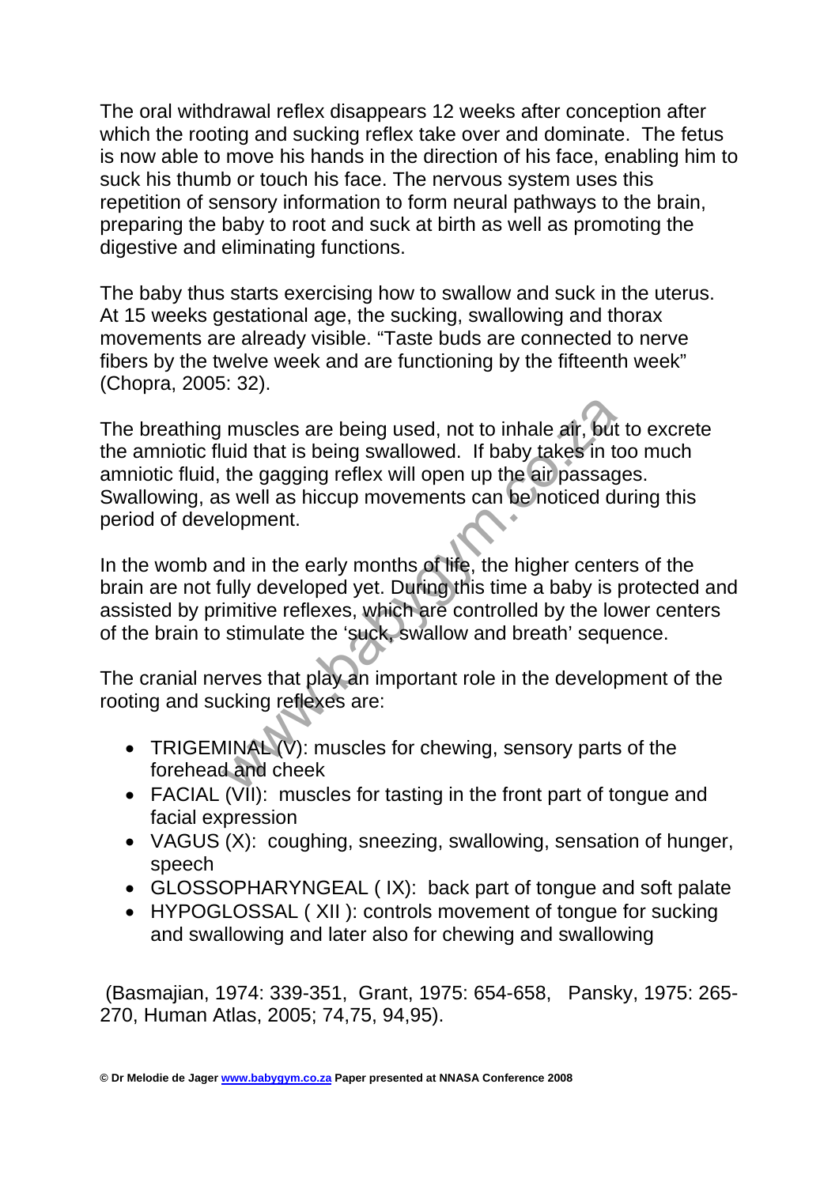The oral withdrawal reflex disappears 12 weeks after conception after which the rooting and sucking reflex take over and dominate. The fetus is now able to move his hands in the direction of his face, enabling him to suck his thumb or touch his face. The nervous system uses this repetition of sensory information to form neural pathways to the brain, preparing the baby to root and suck at birth as well as promoting the digestive and eliminating functions.

The baby thus starts exercising how to swallow and suck in the uterus. At 15 weeks gestational age, the sucking, swallowing and thorax movements are already visible. "Taste buds are connected to nerve fibers by the twelve week and are functioning by the fifteenth week" (Chopra, 2005: 32).

The breathing muscles are being used, not to inhale air, but to excrete the amniotic fluid that is being swallowed. If baby takes in too much amniotic fluid, the gagging reflex will open up the air passages. Swallowing, as well as hiccup movements can be noticed during this period of development.

In the womb and in the early months of life, the higher centers of the brain are not fully developed yet. During this time a baby is protected and assisted by primitive reflexes, which are controlled by the lower centers of the brain to stimulate the 'suck, swallow and breath' sequence.

The cranial nerves that play an important role in the development of the rooting and sucking reflexes are:

- TRIGEMINAL (V): muscles for chewing, sensory parts of the forehead and cheek
- FACIAL (VII): muscles for tasting in the front part of tongue and facial expression
- VAGUS (X): coughing, sneezing, swallowing, sensation of hunger, speech
- GLOSSOPHARYNGEAL ( IX): back part of tongue and soft palate
- HYPOGLOSSAL ( XII ): controls movement of tongue for sucking and swallowing and later also for chewing and swallowing

(Basmajian, 1974: 339-351, Grant, 1975: 654-658, Pansky, 1975: 265-270, Human Atlas, 2005; 74,75, 94,95).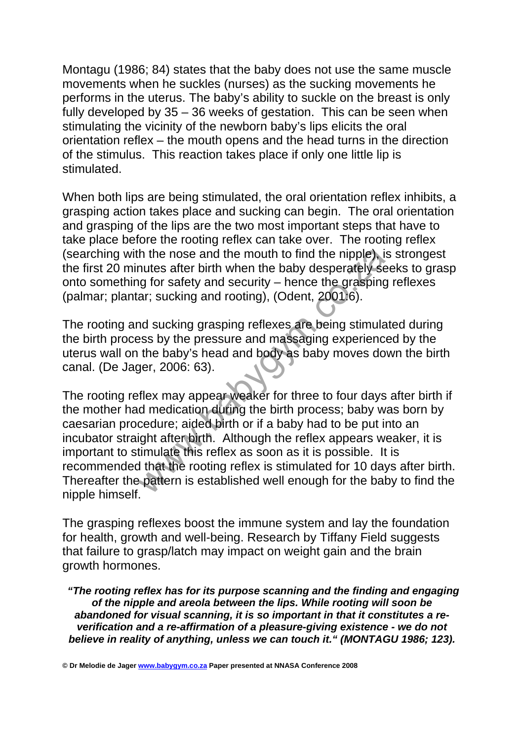Montagu (1986; 84) states that the baby does not use the same muscle movements when he suckles (nurses) as the sucking movements he performs in the uterus. The baby's ability to suckle on the breast is only fully developed by 35 – 36 weeks of gestation. This can be seen when stimulating the vicinity of the newborn baby's lips elicits the oral orientation reflex – the mouth opens and the head turns in the direction of the stimulus. This reaction takes place if only one little lip is stimulated.

When both lips are being stimulated, the oral orientation reflex inhibits, a grasping action takes place and sucking can begin. The oral orientation and grasping of the lips are the two most important steps that have to take place before the rooting reflex can take over. The rooting reflex (searching with the nose and the mouth to find the nipple), is strongest the first 20 minutes after birth when the baby desperately seeks to grasp onto something for safety and security – hence the grasping reflexes (palmar; plantar; sucking and rooting), (Odent, 2001:6).

The rooting and sucking grasping reflexes are being stimulated during the birth process by the pressure and massaging experienced by the uterus wall on the baby's head and body as baby moves down the birth canal. (De Jager, 2006: 63).

The rooting reflex may appear weaker for three to four days after birth if the mother had medication during the birth process; baby was born by caesarian procedure; aided birth or if a baby had to be put into an incubator straight after birth. Although the reflex appears weaker, it is important to stimulate this reflex as soon as it is possible. It is recommended that the rooting reflex is stimulated for 10 days after birth. Thereafter the pattern is established well enough for the baby to find the nipple himself.

The grasping reflexes boost the immune system and lay the foundation for health, growth and well-being. Research by Tiffany Field suggests that failure to grasp/latch may impact on weight gain and the brain growth hormones.

***"The rooting reflex has for its purpose scanning and the finding and engaging of the nipple and areola between the lips. While rooting will soon be abandoned for visual scanning, it is so important in that it constitutes a re-verification and a re-affirmation of a pleasure-giving existence - we do not believe in reality of anything, unless we can touch it." (MONTAGU 1986; 123).***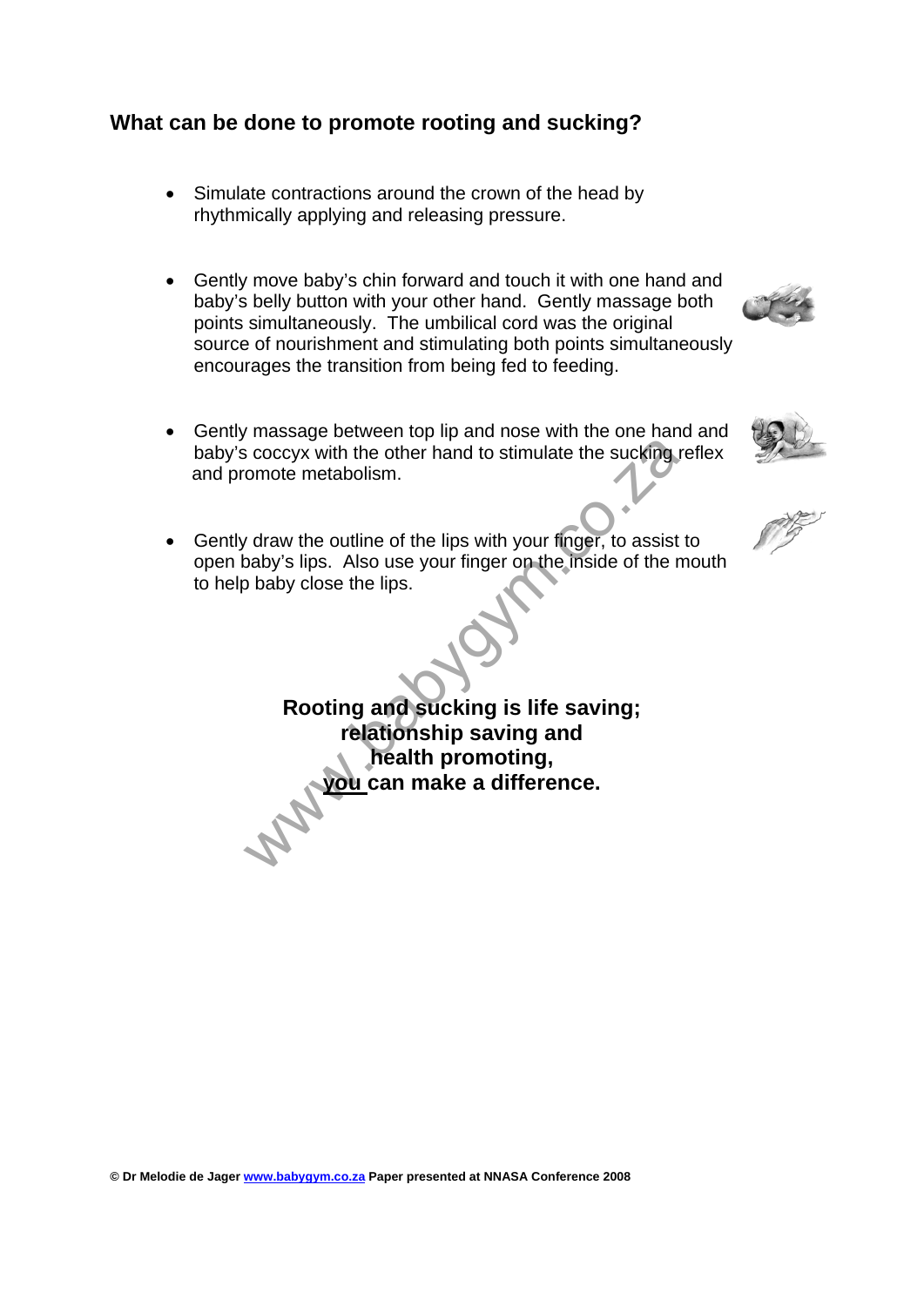## What can be done to promote rooting and sucking?

- Simulate contractions around the crown of the head by rhythmically applying and releasing pressure.
- Gently move baby's chin forward and touch it with one hand and baby's belly button with your other hand. Gently massage both points simultaneously. The umbilical cord was the original source of nourishment and stimulating both points simultaneously encourages the transition from being fed to feeding.
- Gently massage between top lip and nose with the one hand and baby's coccyx with the other hand to stimulate the sucking reflex and promote metabolism.
- Gently draw the outline of the lips with your finger, to assist to open baby's lips. Also use your finger on the inside of the mouth to help baby close the lips.

**Rooting and sucking is life saving;**
**relationship saving and**
**health promoting,**
**you can make a difference.**

**© Dr Melodie de Jager www.babygym.co.za Paper presented at NNASA Conference 2008**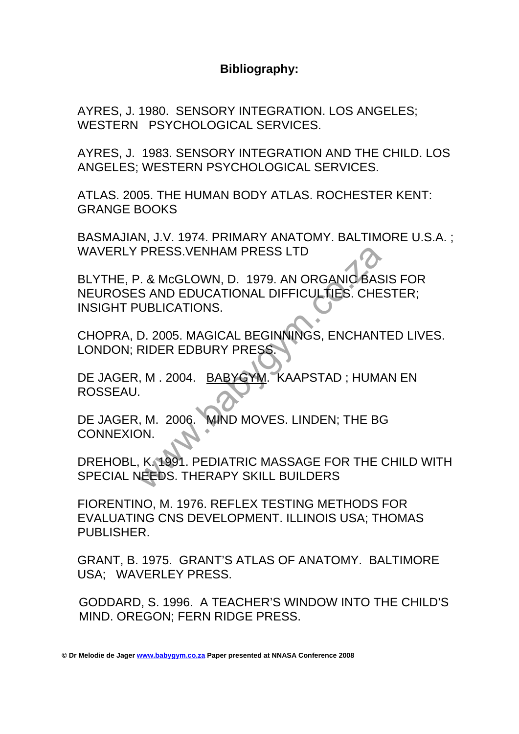## Bibliography:

AYRES, J. 1980. SENSORY INTEGRATION. LOS ANGELES; WESTERN PSYCHOLOGICAL SERVICES.

AYRES, J. 1983. SENSORY INTEGRATION AND THE CHILD. LOS ANGELES; WESTERN PSYCHOLOGICAL SERVICES.

ATLAS. 2005. THE HUMAN BODY ATLAS. ROCHESTER KENT: GRANGE BOOKS

BASMAJIAN, J.V. 1974. PRIMARY ANATOMY. BALTIMORE U.S.A. ; WAVERLY PRESS.VENHAM PRESS LTD

BLYTHE, P. & McGLOWN, D. 1979. AN ORGANIC BASIS FOR NEUROSES AND EDUCATIONAL DIFFICULTIES. CHESTER; INSIGHT PUBLICATIONS.

CHOPRA, D. 2005. MAGICAL BEGINNINGS, ENCHANTED LIVES. LONDON; RIDER EDBURY PRESS.

DE JAGER, M . 2004. BABYGYM. KAAPSTAD ; HUMAN EN ROSSEAU.

DE JAGER, M. 2006. MIND MOVES. LINDEN; THE BG CONNEXION.

DREHOBL, K. 1991. PEDIATRIC MASSAGE FOR THE CHILD WITH SPECIAL NEEDS. THERAPY SKILL BUILDERS

FIORENTINO, M. 1976. REFLEX TESTING METHODS FOR EVALUATING CNS DEVELOPMENT. ILLINOIS USA; THOMAS PUBLISHER.

GRANT, B. 1975. GRANT'S ATLAS OF ANATOMY. BALTIMORE USA; WAVERLEY PRESS.

GODDARD, S. 1996. A TEACHER'S WINDOW INTO THE CHILD'S MIND. OREGON; FERN RIDGE PRESS.

**© Dr Melodie de Jager www.babygym.co.za Paper presented at NNASA Conference 2008**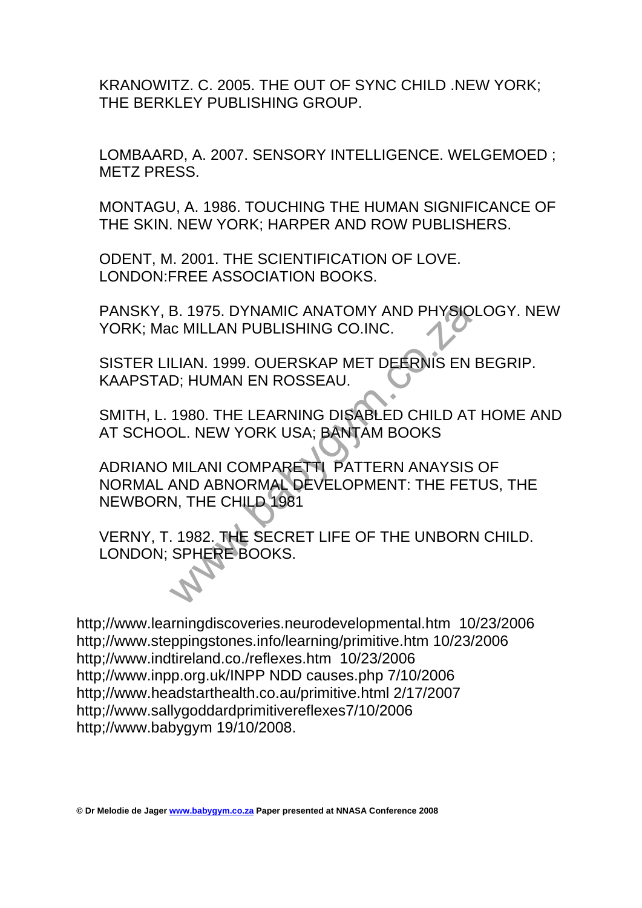KRANOWITZ. C. 2005. THE OUT OF SYNC CHILD .NEW YORK; THE BERKLEY PUBLISHING GROUP.

LOMBAARD, A. 2007. SENSORY INTELLIGENCE. WELGEMOED ; METZ PRESS.

MONTAGU, A. 1986. TOUCHING THE HUMAN SIGNIFICANCE OF THE SKIN. NEW YORK; HARPER AND ROW PUBLISHERS.

ODENT, M. 2001. THE SCIENTIFICATION OF LOVE. LONDON:FREE ASSOCIATION BOOKS.

PANSKY, B. 1975. DYNAMIC ANATOMY AND PHYSIOLOGY. NEW YORK; Mac MILLAN PUBLISHING CO.INC.

SISTER LILIAN. 1999. OUERSKAP MET DEERNIS EN BEGRIP. KAAPSTAD; HUMAN EN ROSSEAU.

SMITH, L. 1980. THE LEARNING DISABLED CHILD AT HOME AND AT SCHOOL. NEW YORK USA; BANTAM BOOKS

ADRIANO MILANI COMPARETTI PATTERN ANAYSIS OF NORMAL AND ABNORMAL DEVELOPMENT: THE FETUS, THE NEWBORN, THE CHILD 1981

VERNY, T. 1982. THE SECRET LIFE OF THE UNBORN CHILD. LONDON; SPHERE BOOKS.

http;//www.learningdiscoveries.neurodevelopmental.htm 10/23/2006
http;//www.steppingstones.info/learning/primitive.htm 10/23/2006
http;//www.indtireland.co./reflexes.htm 10/23/2006
http;//www.inpp.org.uk/INPP NDD causes.php 7/10/2006
http;//www.headstarthealth.co.au/primitive.html 2/17/2007
http;//www.sallygoddardprimitivereflexes7/10/2006
http;//www.babygym 19/10/2008.